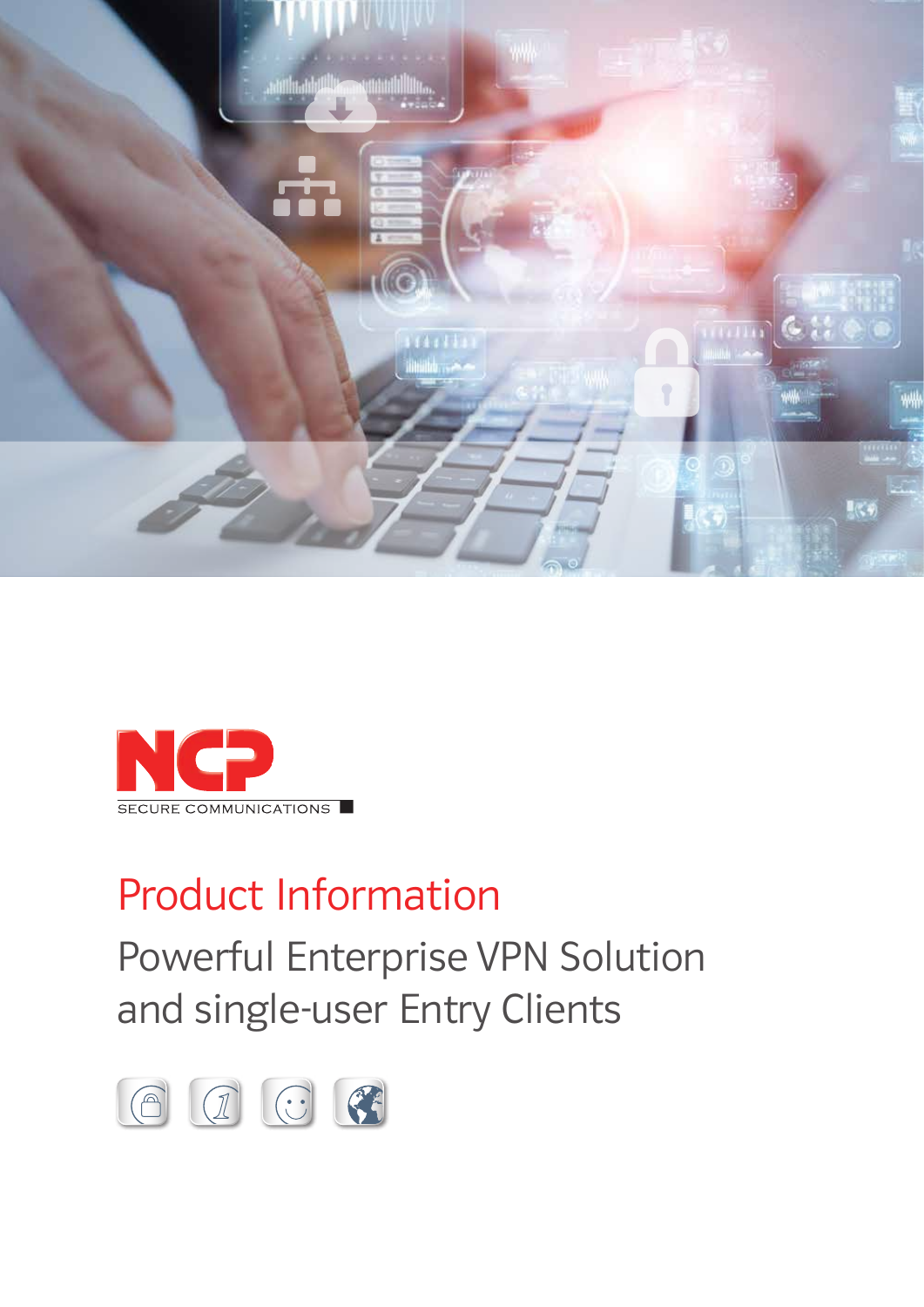NCP

SECURE COMMUNICATIONS

# Product Information

## Powerful Enterprise VPN Solution and single-user Entry Clients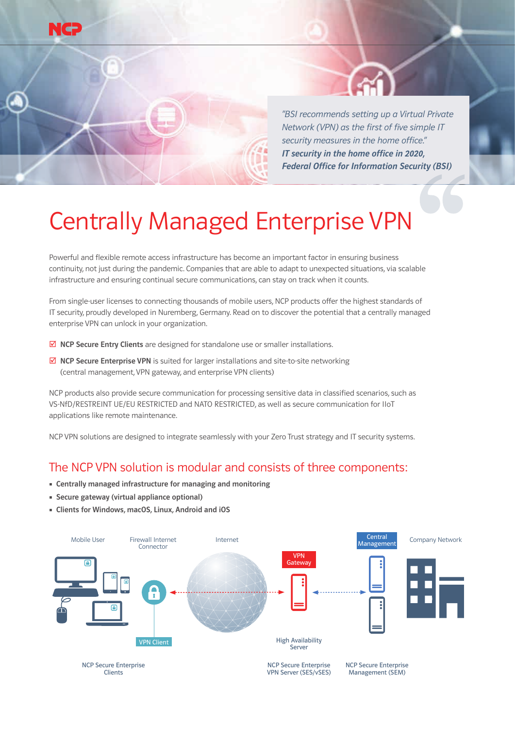> *"BSI recommends setting up a Virtual Private Network (VPN) as the first of five simple IT security measures in the home office."*
> ***IT security in the home office in 2020, Federal Office for Information Security (BSI)***

# Centrally Managed Enterprise VPN

Powerful and flexible remote access infrastructure has become an important factor in ensuring business continuity, not just during the pandemic. Companies that are able to adapt to unexpected situations, via scalable infrastructure and ensuring continual secure communications, can stay on track when it counts.

From single-user licenses to connecting thousands of mobile users, NCP products offer the highest standards of IT security, proudly developed in Nuremberg, Germany. Read on to discover the potential that a centrally managed enterprise VPN can unlock in your organization.

- ☑ **NCP Secure Entry Clients** are designed for standalone use or smaller installations.
- ☑ **NCP Secure Enterprise VPN** is suited for larger installations and site-to-site networking (central management, VPN gateway, and enterprise VPN clients)

NCP products also provide secure communication for processing sensitive data in classified scenarios, such as VS-NfD/RESTREINT UE/EU RESTRICTED and NATO RESTRICTED, as well as secure communication for IIoT applications like remote maintenance.

NCP VPN solutions are designed to integrate seamlessly with your Zero Trust strategy and IT security systems.

## The NCP VPN solution is modular and consists of three components:

- **Centrally managed infrastructure for managing and monitoring**
- **Secure gateway (virtual appliance optional)**
- **Clients for Windows, macOS, Linux, Android and iOS**

Mobile User | Firewall Internet Connector | Internet | VPN Gateway | Central Management | Company Network

VPN Client

High Availability Server

NCP Secure Enterprise Clients

NCP Secure Enterprise VPN Server (SES/vSES)

NCP Secure Enterprise Management (SEM)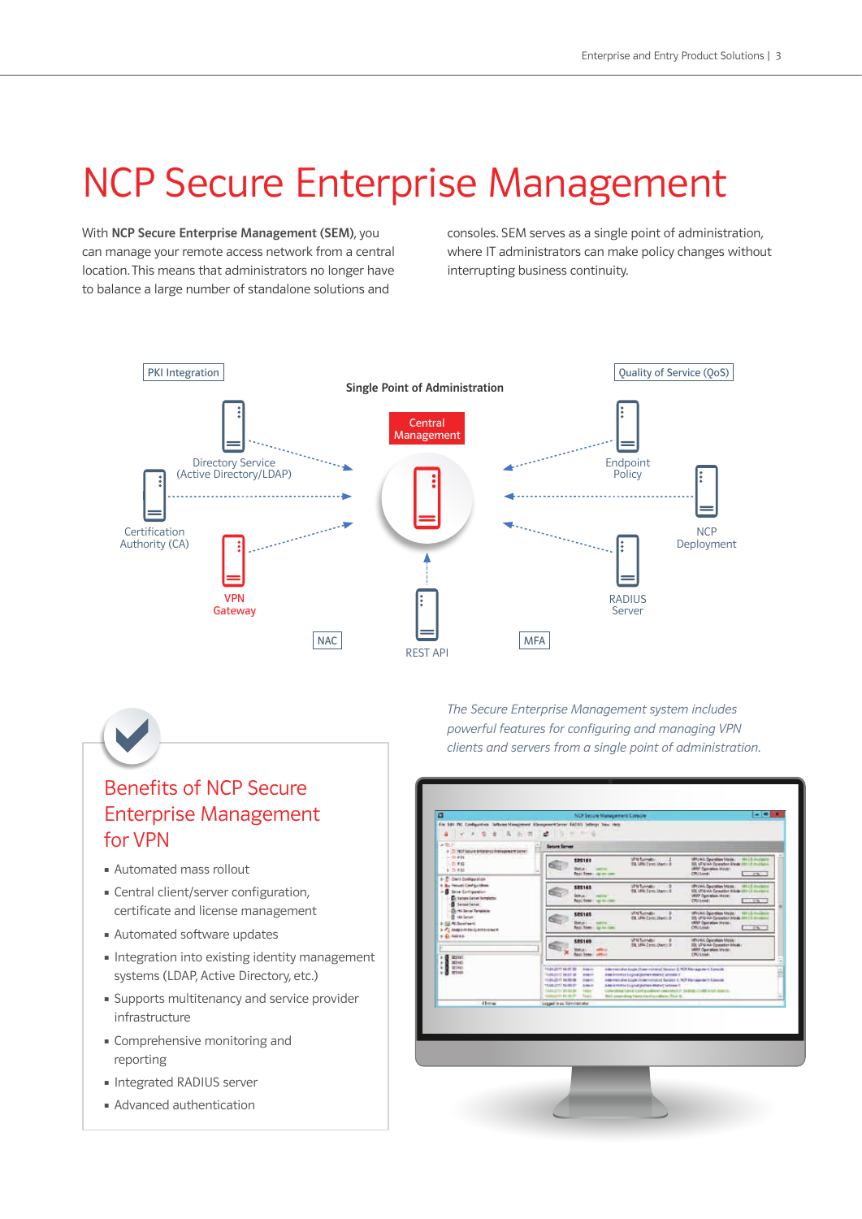# NCP Secure Enterprise Management

With **NCP Secure Enterprise Management (SEM)**, you can manage your remote access network from a central location. This means that administrators no longer have to balance a large number of standalone solutions and consoles. SEM serves as a single point of administration, where IT administrators can make policy changes without interrupting business continuity.

PKI Integration

Quality of Service (QoS)

Single Point of Administration

Central Management

Directory Service (Active Directory/LDAP)

Certification Authority (CA)

VPN Gateway

Endpoint Policy

NCP Deployment

RADIUS Server

NAC

REST API

MFA

*The Secure Enterprise Management system includes powerful features for configuring and managing VPN clients and servers from a single point of administration.*

## Benefits of NCP Secure Enterprise Management for VPN

- Automated mass rollout
- Central client/server configuration, certificate and license management
- Automated software updates
- Integration into existing identity management systems (LDAP, Active Directory, etc.)
- Supports multitenancy and service provider infrastructure
- Comprehensive monitoring and reporting
- Integrated RADIUS server
- Advanced authentication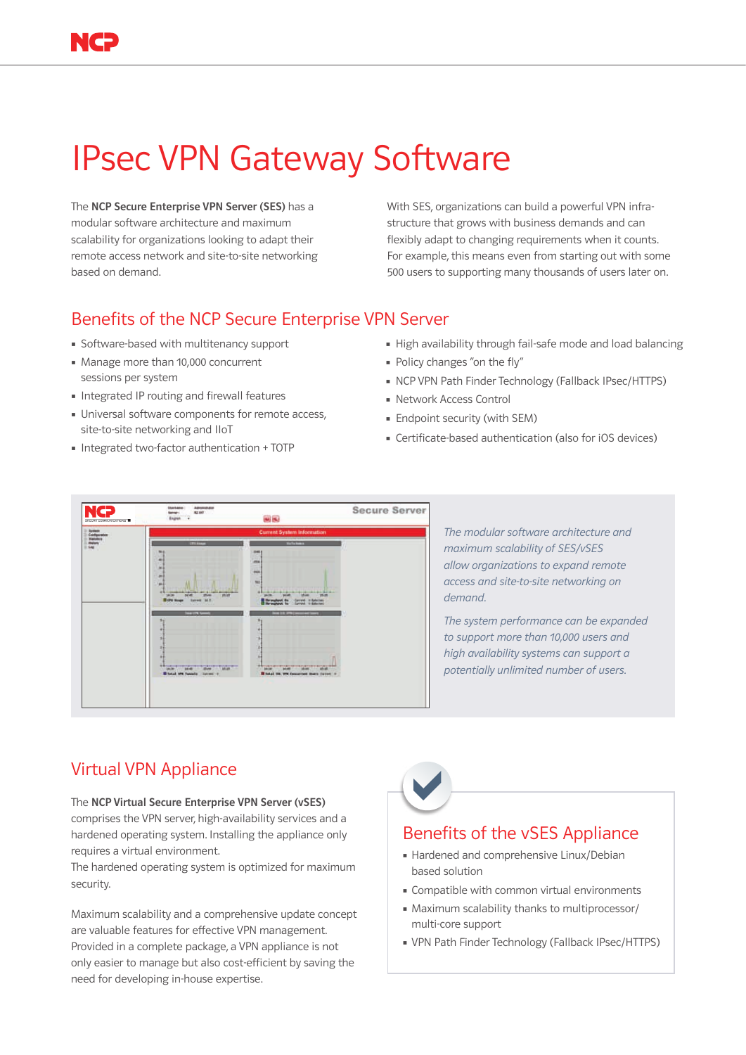# IPsec VPN Gateway Software

The **NCP Secure Enterprise VPN Server (SES)** has a modular software architecture and maximum scalability for organizations looking to adapt their remote access network and site-to-site networking based on demand.

With SES, organizations can build a powerful VPN infrastructure that grows with business demands and can flexibly adapt to changing requirements when it counts. For example, this means even from starting out with some 500 users to supporting many thousands of users later on.

## Benefits of the NCP Secure Enterprise VPN Server

- Software-based with multitenancy support
- Manage more than 10,000 concurrent sessions per system
- Integrated IP routing and firewall features
- Universal software components for remote access, site-to-site networking and IIoT
- Integrated two-factor authentication + TOTP
- High availability through fail-safe mode and load balancing
- Policy changes "on the fly"
- NCP VPN Path Finder Technology (Fallback IPsec/HTTPS)
- Network Access Control
- Endpoint security (with SEM)
- Certificate-based authentication (also for iOS devices)

*The modular software architecture and maximum scalability of SES/vSES allow organizations to expand remote access and site-to-site networking on demand.*

*The system performance can be expanded to support more than 10,000 users and high availability systems can support a potentially unlimited number of users.*

## Virtual VPN Appliance

The **NCP Virtual Secure Enterprise VPN Server (vSES)** comprises the VPN server, high-availability services and a hardened operating system. Installing the appliance only requires a virtual environment.
The hardened operating system is optimized for maximum security.

Maximum scalability and a comprehensive update concept are valuable features for effective VPN management. Provided in a complete package, a VPN appliance is not only easier to manage but also cost-efficient by saving the need for developing in-house expertise.

## Benefits of the vSES Appliance

- Hardened and comprehensive Linux/Debian based solution
- Compatible with common virtual environments
- Maximum scalability thanks to multiprocessor/ multi-core support
- VPN Path Finder Technology (Fallback IPsec/HTTPS)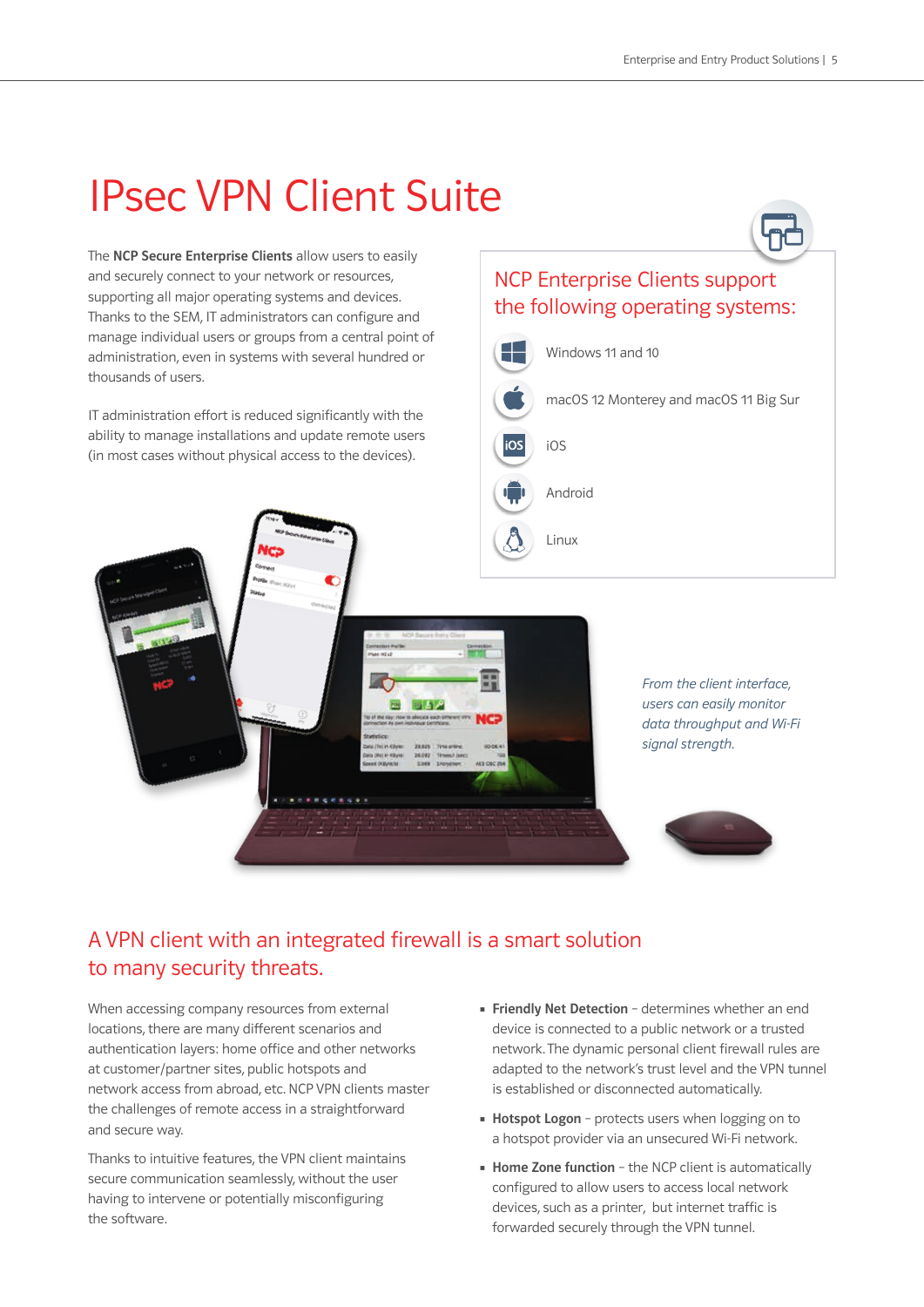# IPsec VPN Client Suite

The **NCP Secure Enterprise Clients** allow users to easily and securely connect to your network or resources, supporting all major operating systems and devices. Thanks to the SEM, IT administrators can configure and manage individual users or groups from a central point of administration, even in systems with several hundred or thousands of users.

IT administration effort is reduced significantly with the ability to manage installations and update remote users (in most cases without physical access to the devices).

## NCP Enterprise Clients support the following operating systems:

- Windows 11 and 10
- macOS 12 Monterey and macOS 11 Big Sur
- iOS
- Android
- Linux

*From the client interface, users can easily monitor data throughput and Wi-Fi signal strength.*

## A VPN client with an integrated firewall is a smart solution to many security threats.

When accessing company resources from external locations, there are many different scenarios and authentication layers: home office and other networks at customer/partner sites, public hotspots and network access from abroad, etc. NCP VPN clients master the challenges of remote access in a straightforward and secure way.

Thanks to intuitive features, the VPN client maintains secure communication seamlessly, without the user having to intervene or potentially misconfiguring the software.

- **Friendly Net Detection** – determines whether an end device is connected to a public network or a trusted network. The dynamic personal client firewall rules are adapted to the network's trust level and the VPN tunnel is established or disconnected automatically.
- **Hotspot Logon** – protects users when logging on to a hotspot provider via an unsecured Wi-Fi network.
- **Home Zone function** – the NCP client is automatically configured to allow users to access local network devices, such as a printer, but internet traffic is forwarded securely through the VPN tunnel.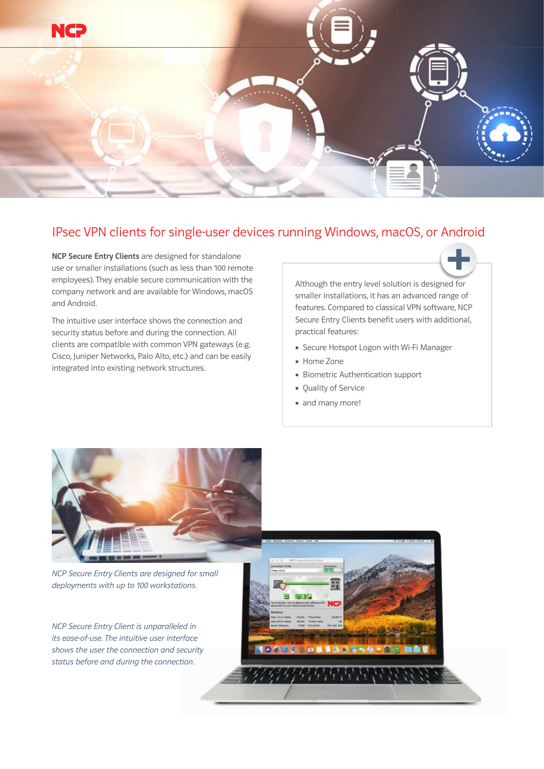## IPsec VPN clients for single-user devices running Windows, macOS, or Android

**NCP Secure Entry Clients** are designed for standalone use or smaller installations (such as less than 100 remote employees). They enable secure communication with the company network and are available for Windows, macOS and Android.

The intuitive user interface shows the connection and security status before and during the connection. All clients are compatible with common VPN gateways (e.g. Cisco, Juniper Networks, Palo Alto, etc.) and can be easily integrated into existing network structures.

Although the entry level solution is designed for smaller installations, it has an advanced range of features. Compared to classical VPN software, NCP Secure Entry Clients benefit users with additional, practical features:

- Secure Hotspot Logon with Wi-Fi Manager
- Home Zone
- Biometric Authentication support
- Quality of Service
- and many more!

*NCP Secure Entry Clients are designed for small deployments with up to 100 workstations.*

*NCP Secure Entry Client is unparalleled in its ease-of-use. The intuitive user interface shows the user the connection and security status before and during the connection.*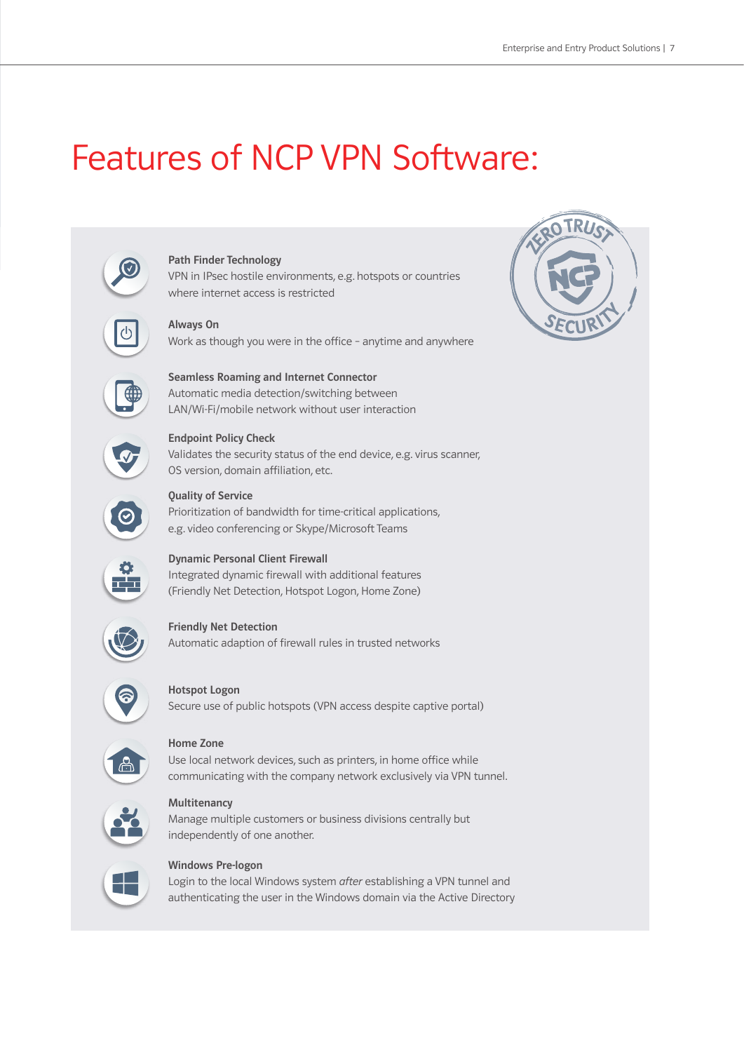# Features of NCP VPN Software:

**Path Finder Technology**
VPN in IPsec hostile environments, e.g. hotspots or countries where internet access is restricted

**Always On**
Work as though you were in the office – anytime and anywhere

**Seamless Roaming and Internet Connector**
Automatic media detection/switching between LAN/Wi-Fi/mobile network without user interaction

**Endpoint Policy Check**
Validates the security status of the end device, e.g. virus scanner, OS version, domain affiliation, etc.

**Quality of Service**
Prioritization of bandwidth for time-critical applications, e.g. video conferencing or Skype/Microsoft Teams

**Dynamic Personal Client Firewall**
Integrated dynamic firewall with additional features (Friendly Net Detection, Hotspot Logon, Home Zone)

**Friendly Net Detection**
Automatic adaption of firewall rules in trusted networks

**Hotspot Logon**
Secure use of public hotspots (VPN access despite captive portal)

**Home Zone**
Use local network devices, such as printers, in home office while communicating with the company network exclusively via VPN tunnel.

**Multitenancy**
Manage multiple customers or business divisions centrally but independently of one another.

**Windows Pre-logon**
Login to the local Windows system *after* establishing a VPN tunnel and authenticating the user in the Windows domain via the Active Directory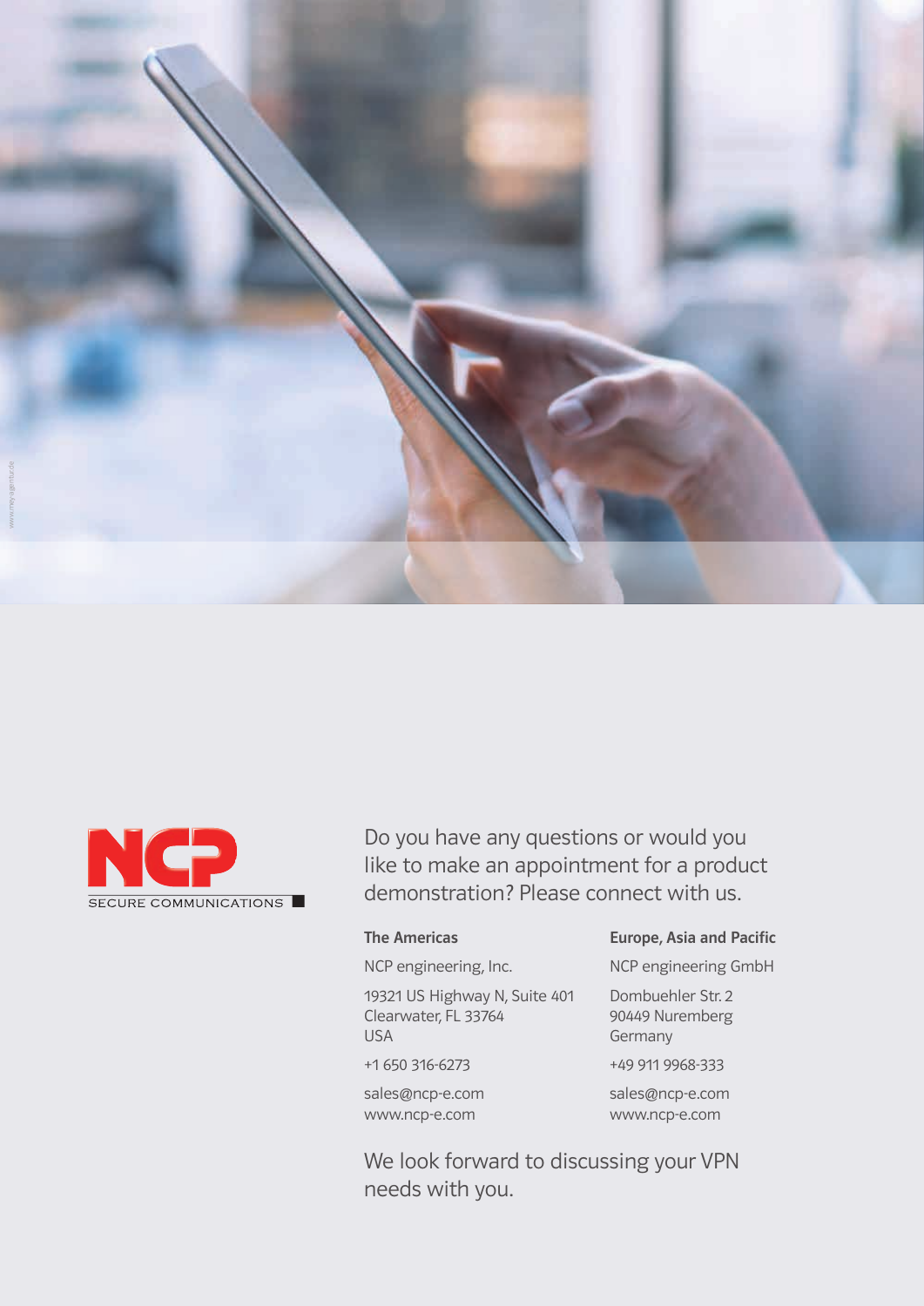NCP

SECURE COMMUNICATIONS

Do you have any questions or would you like to make an appointment for a product demonstration? Please connect with us.

**The Americas**

NCP engineering, Inc.

19321 US Highway N, Suite 401
Clearwater, FL 33764
USA

+1 650 316-6273

sales@ncp-e.com
www.ncp-e.com

**Europe, Asia and Pacific**

NCP engineering GmbH

Dombuehler Str. 2
90449 Nuremberg
Germany

+49 911 9968-333

sales@ncp-e.com
www.ncp-e.com

We look forward to discussing your VPN needs with you.